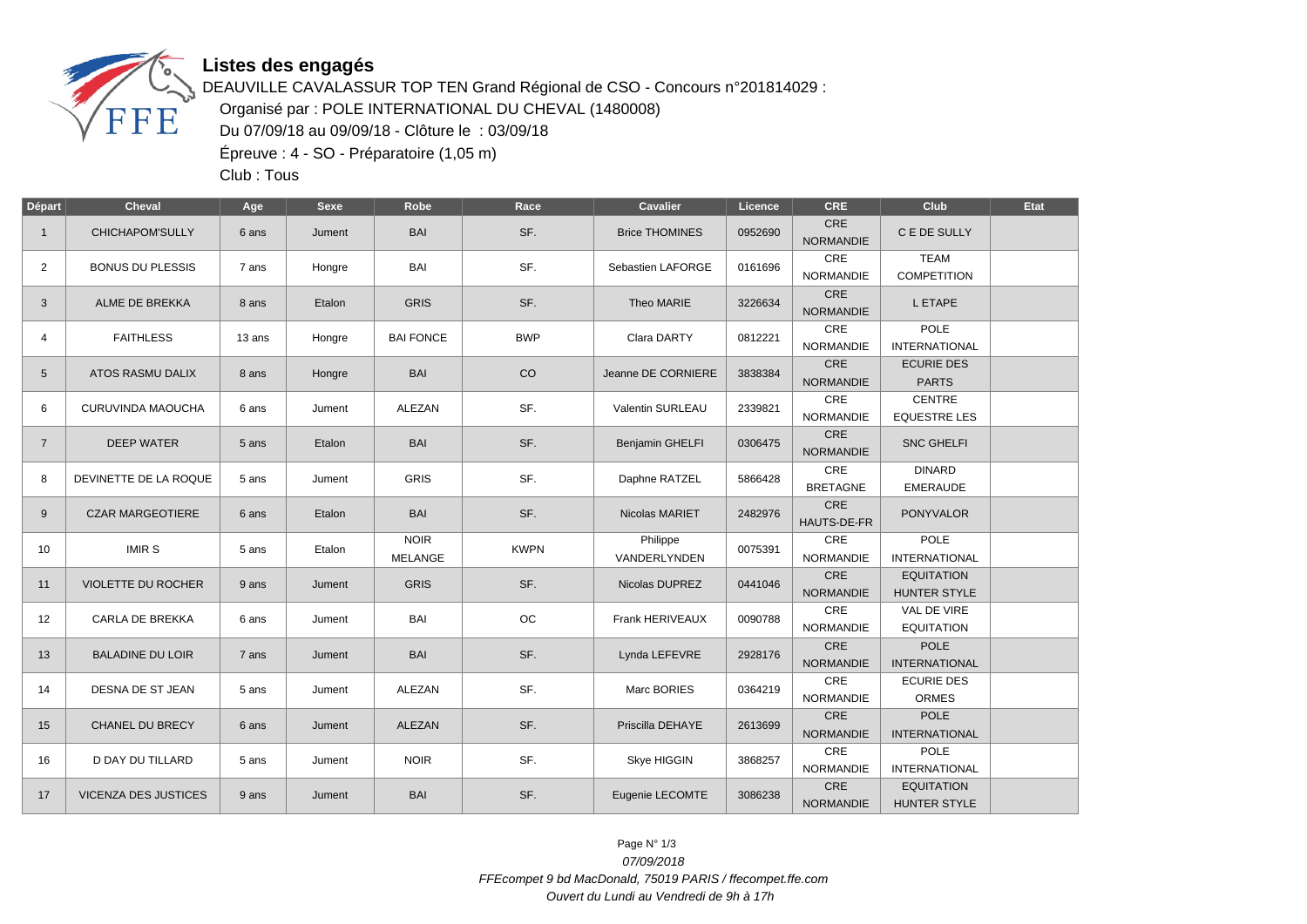# Listes des engagés

DEAUVILLE CAVALASSUR TOP TEN Grand Régional de CSO - Concours n°201814029 :

Organisé par : POLE INTERNATIONAL DU CHEVAL (1480008)

Du 07/09/18 au 09/09/18 - Clôture le : 03/09/18

Épreuve : 4 - SO - Préparatoire (1,05 m)

Club : Tous

| Départ | Cheval | Age | Sexe | Robe | Race | Cavalier | Licence | CRE | Club | Etat |
|---|---|---|---|---|---|---|---|---|---|---|
| 1 | CHICHAPOM'SULLY | 6 ans | Jument | BAI | SF. | Brice THOMINES | 0952690 | CRE NORMANDIE | C E DE SULLY | |
| 2 | BONUS DU PLESSIS | 7 ans | Hongre | BAI | SF. | Sebastien LAFORGE | 0161696 | CRE NORMANDIE | TEAM COMPETITION | |
| 3 | ALME DE BREKKA | 8 ans | Etalon | GRIS | SF. | Theo MARIE | 3226634 | CRE NORMANDIE | L ETAPE | |
| 4 | FAITHLESS | 13 ans | Hongre | BAI FONCE | BWP | Clara DARTY | 0812221 | CRE NORMANDIE | POLE INTERNATIONAL | |
| 5 | ATOS RASMU DALIX | 8 ans | Hongre | BAI | CO | Jeanne DE CORNIERE | 3838384 | CRE NORMANDIE | ECURIE DES PARTS | |
| 6 | CURUVINDA MAOUCHA | 6 ans | Jument | ALEZAN | SF. | Valentin SURLEAU | 2339821 | CRE NORMANDIE | CENTRE EQUESTRE LES | |
| 7 | DEEP WATER | 5 ans | Etalon | BAI | SF. | Benjamin GHELFI | 0306475 | CRE NORMANDIE | SNC GHELFI | |
| 8 | DEVINETTE DE LA ROQUE | 5 ans | Jument | GRIS | SF. | Daphne RATZEL | 5866428 | CRE BRETAGNE | DINARD EMERAUDE | |
| 9 | CZAR MARGEOTIERE | 6 ans | Etalon | BAI | SF. | Nicolas MARIET | 2482976 | CRE HAUTS-DE-FR | PONYVALOR | |
| 10 | IMIR S | 5 ans | Etalon | NOIR MELANGE | KWPN | Philippe VANDERLYNDEN | 0075391 | CRE NORMANDIE | POLE INTERNATIONAL | |
| 11 | VIOLETTE DU ROCHER | 9 ans | Jument | GRIS | SF. | Nicolas DUPREZ | 0441046 | CRE NORMANDIE | EQUITATION HUNTER STYLE | |
| 12 | CARLA DE BREKKA | 6 ans | Jument | BAI | OC | Frank HERIVEAUX | 0090788 | CRE NORMANDIE | VAL DE VIRE EQUITATION | |
| 13 | BALADINE DU LOIR | 7 ans | Jument | BAI | SF. | Lynda LEFEVRE | 2928176 | CRE NORMANDIE | POLE INTERNATIONAL | |
| 14 | DESNA DE ST JEAN | 5 ans | Jument | ALEZAN | SF. | Marc BORIES | 0364219 | CRE NORMANDIE | ECURIE DES ORMES | |
| 15 | CHANEL DU BRECY | 6 ans | Jument | ALEZAN | SF. | Priscilla DEHAYE | 2613699 | CRE NORMANDIE | POLE INTERNATIONAL | |
| 16 | D DAY DU TILLARD | 5 ans | Jument | NOIR | SF. | Skye HIGGIN | 3868257 | CRE NORMANDIE | POLE INTERNATIONAL | |
| 17 | VICENZA DES JUSTICES | 9 ans | Jument | BAI | SF. | Eugenie LECOMTE | 3086238 | CRE NORMANDIE | EQUITATION HUNTER STYLE | |

*07/09/2018*

*FFEcompet 9 bd MacDonald, 75019 PARIS / ffecompet.ffe.com*

*Ouvert du Lundi au Vendredi de 9h à 17h*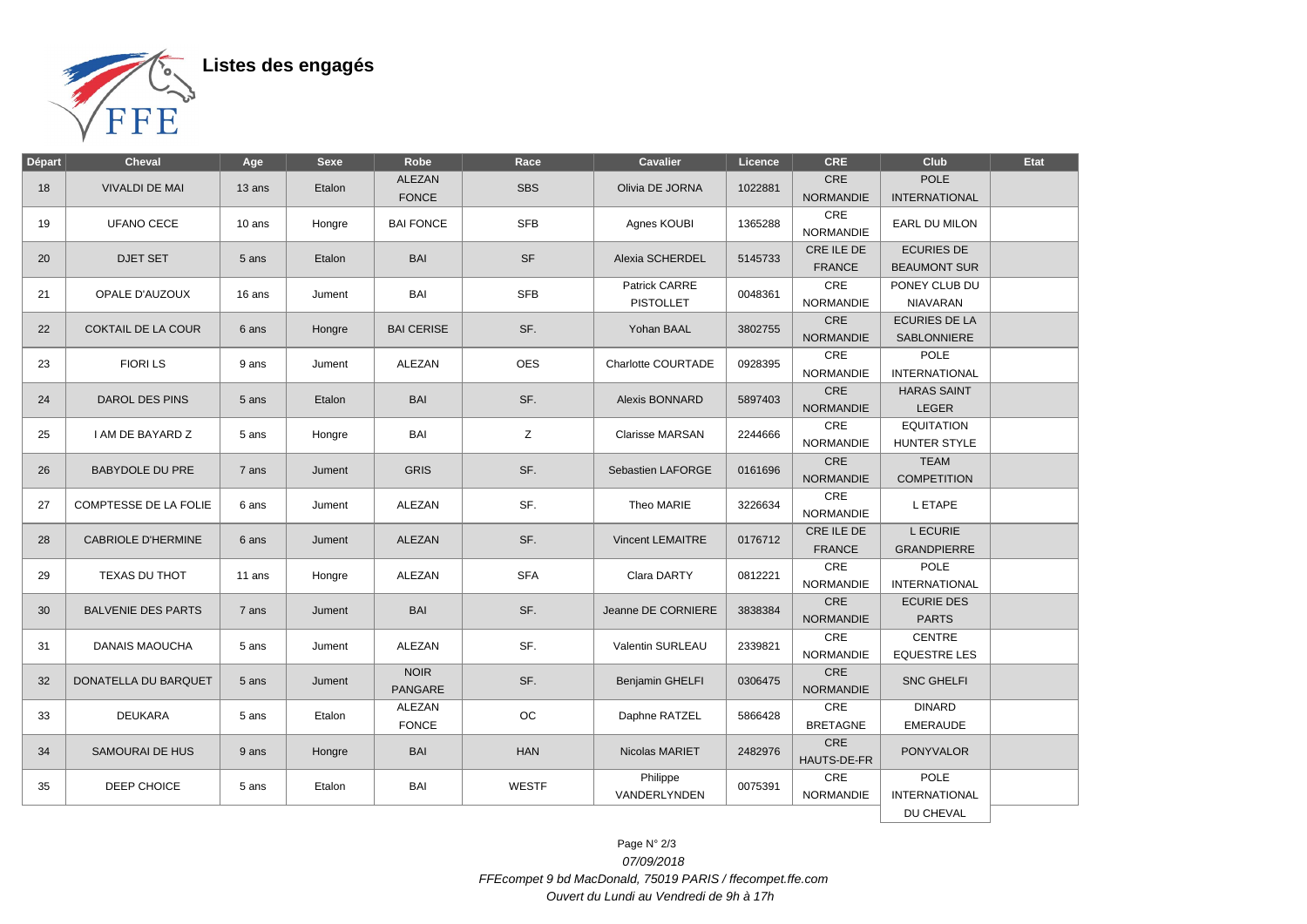# Listes des engagés

| Départ | Cheval | Age | Sexe | Robe | Race | Cavalier | Licence | CRE | Club | Etat |
|---|---|---|---|---|---|---|---|---|---|---|
| 18 | VIVALDI DE MAI | 13 ans | Etalon | ALEZAN FONCE | SBS | Olivia DE JORNA | 1022881 | CRE NORMANDIE | POLE INTERNATIONAL | |
| 19 | UFANO CECE | 10 ans | Hongre | BAI FONCE | SFB | Agnes KOUBI | 1365288 | CRE NORMANDIE | EARL DU MILON | |
| 20 | DJET SET | 5 ans | Etalon | BAI | SF | Alexia SCHERDEL | 5145733 | CRE ILE DE FRANCE | ECURIES DE BEAUMONT SUR | |
| 21 | OPALE D'AUZOUX | 16 ans | Jument | BAI | SFB | Patrick CARRE PISTOLLET | 0048361 | CRE NORMANDIE | PONEY CLUB DU NIAVARAN | |
| 22 | COKTAIL DE LA COUR | 6 ans | Hongre | BAI CERISE | SF. | Yohan BAAL | 3802755 | CRE NORMANDIE | ECURIES DE LA SABLONNIERE | |
| 23 | FIORI LS | 9 ans | Jument | ALEZAN | OES | Charlotte COURTADE | 0928395 | CRE NORMANDIE | POLE INTERNATIONAL | |
| 24 | DAROL DES PINS | 5 ans | Etalon | BAI | SF. | Alexis BONNARD | 5897403 | CRE NORMANDIE | HARAS SAINT LEGER | |
| 25 | I AM DE BAYARD Z | 5 ans | Hongre | BAI | Z | Clarisse MARSAN | 2244666 | CRE NORMANDIE | EQUITATION HUNTER STYLE | |
| 26 | BABYDOLE DU PRE | 7 ans | Jument | GRIS | SF. | Sebastien LAFORGE | 0161696 | CRE NORMANDIE | TEAM COMPETITION | |
| 27 | COMPTESSE DE LA FOLIE | 6 ans | Jument | ALEZAN | SF. | Theo MARIE | 3226634 | CRE NORMANDIE | L ETAPE | |
| 28 | CABRIOLE D'HERMINE | 6 ans | Jument | ALEZAN | SF. | Vincent LEMAITRE | 0176712 | CRE ILE DE FRANCE | L ECURIE GRANDPIERRE | |
| 29 | TEXAS DU THOT | 11 ans | Hongre | ALEZAN | SFA | Clara DARTY | 0812221 | CRE NORMANDIE | POLE INTERNATIONAL | |
| 30 | BALVENIE DES PARTS | 7 ans | Jument | BAI | SF. | Jeanne DE CORNIERE | 3838384 | CRE NORMANDIE | ECURIE DES PARTS | |
| 31 | DANAIS MAOUCHA | 5 ans | Jument | ALEZAN | SF. | Valentin SURLEAU | 2339821 | CRE NORMANDIE | CENTRE EQUESTRE LES | |
| 32 | DONATELLA DU BARQUET | 5 ans | Jument | NOIR PANGARE | SF. | Benjamin GHELFI | 0306475 | CRE NORMANDIE | SNC GHELFI | |
| 33 | DEUKARA | 5 ans | Etalon | ALEZAN FONCE | OC | Daphne RATZEL | 5866428 | CRE BRETAGNE | DINARD EMERAUDE | |
| 34 | SAMOURAI DE HUS | 9 ans | Hongre | BAI | HAN | Nicolas MARIET | 2482976 | CRE HAUTS-DE-FR | PONYVALOR | |
| 35 | DEEP CHOICE | 5 ans | Etalon | BAI | WESTF | Philippe VANDERLYNDEN | 0075391 | CRE NORMANDIE | POLE INTERNATIONAL DU CHEVAL | |

07/09/2018

*FFEcompet 9 bd MacDonald, 75019 PARIS / ffecompet.ffe.com*

*Ouvert du Lundi au Vendredi de 9h à 17h*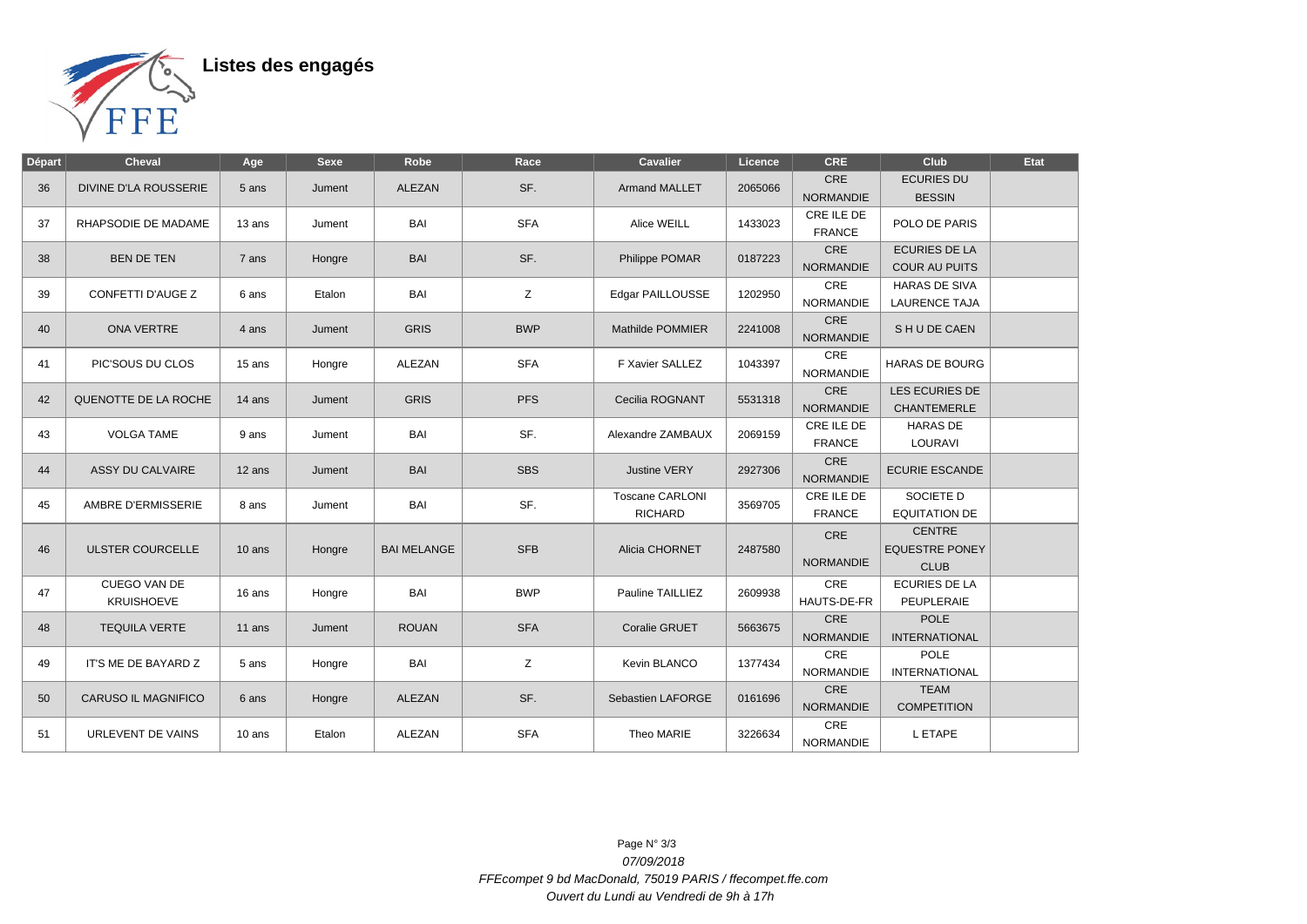# Listes des engagés

| Départ | Cheval | Age | Sexe | Robe | Race | Cavalier | Licence | CRE | Club | Etat |
|---|---|---|---|---|---|---|---|---|---|---|
| 36 | DIVINE D'LA ROUSSERIE | 5 ans | Jument | ALEZAN | SF. | Armand MALLET | 2065066 | CRE NORMANDIE | ECURIES DU BESSIN | |
| 37 | RHAPSODIE DE MADAME | 13 ans | Jument | BAI | SFA | Alice WEILL | 1433023 | CRE ILE DE FRANCE | POLO DE PARIS | |
| 38 | BEN DE TEN | 7 ans | Hongre | BAI | SF. | Philippe POMAR | 0187223 | CRE NORMANDIE | ECURIES DE LA COUR AU PUITS | |
| 39 | CONFETTI D'AUGE Z | 6 ans | Etalon | BAI | Z | Edgar PAILLOUSSE | 1202950 | CRE NORMANDIE | HARAS DE SIVA LAURENCE TAJA | |
| 40 | ONA VERTRE | 4 ans | Jument | GRIS | BWP | Mathilde POMMIER | 2241008 | CRE NORMANDIE | S H U DE CAEN | |
| 41 | PIC'SOUS DU CLOS | 15 ans | Hongre | ALEZAN | SFA | F Xavier SALLEZ | 1043397 | CRE NORMANDIE | HARAS DE BOURG | |
| 42 | QUENOTTE DE LA ROCHE | 14 ans | Jument | GRIS | PFS | Cecilia ROGNANT | 5531318 | CRE NORMANDIE | LES ECURIES DE CHANTEMERLE | |
| 43 | VOLGA TAME | 9 ans | Jument | BAI | SF. | Alexandre ZAMBAUX | 2069159 | CRE ILE DE FRANCE | HARAS DE LOURAVI | |
| 44 | ASSY DU CALVAIRE | 12 ans | Jument | BAI | SBS | Justine VERY | 2927306 | CRE NORMANDIE | ECURIE ESCANDE | |
| 45 | AMBRE D'ERMISSERIE | 8 ans | Jument | BAI | SF. | Toscane CARLONI RICHARD | 3569705 | CRE ILE DE FRANCE | SOCIETE D EQUITATION DE | |
| 46 | ULSTER COURCELLE | 10 ans | Hongre | BAI MELANGE | SFB | Alicia CHORNET | 2487580 | CRE NORMANDIE | CENTRE EQUESTRE PONEY CLUB | |
| 47 | CUEGO VAN DE KRUISHOEVE | 16 ans | Hongre | BAI | BWP | Pauline TAILLIEZ | 2609938 | CRE HAUTS-DE-FR | ECURIES DE LA PEUPLERAIE | |
| 48 | TEQUILA VERTE | 11 ans | Jument | ROUAN | SFA | Coralie GRUET | 5663675 | CRE NORMANDIE | POLE INTERNATIONAL | |
| 49 | IT'S ME DE BAYARD Z | 5 ans | Hongre | BAI | Z | Kevin BLANCO | 1377434 | CRE NORMANDIE | POLE INTERNATIONAL | |
| 50 | CARUSO IL MAGNIFICO | 6 ans | Hongre | ALEZAN | SF. | Sebastien LAFORGE | 0161696 | CRE NORMANDIE | TEAM COMPETITION | |
| 51 | URLEVENT DE VAINS | 10 ans | Etalon | ALEZAN | SFA | Theo MARIE | 3226634 | CRE NORMANDIE | L ETAPE | |

*07/09/2018*

*FFEcompet 9 bd MacDonald, 75019 PARIS / ffecompet.ffe.com*

*Ouvert du Lundi au Vendredi de 9h à 17h*